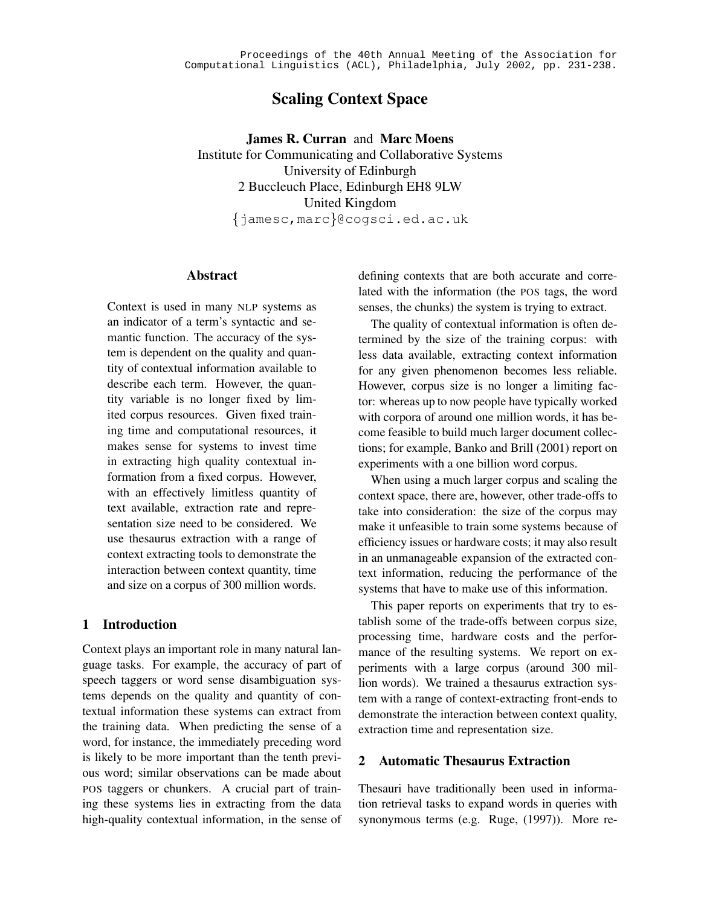Proceedings of the 40th Annual Meeting of the Association for Computational Linguistics (ACL), Philadelphia, July 2002, pp. 231-238.

# Scaling Context Space

**James R. Curran** and **Marc Moens**
Institute for Communicating and Collaborative Systems
University of Edinburgh
2 Buccleuch Place, Edinburgh EH8 9LW
United Kingdom
{jamesc,marc}@cogsci.ed.ac.uk

## Abstract

Context is used in many NLP systems as an indicator of a term's syntactic and semantic function. The accuracy of the system is dependent on the quality and quantity of contextual information available to describe each term. However, the quantity variable is no longer fixed by limited corpus resources. Given fixed training time and computational resources, it makes sense for systems to invest time in extracting high quality contextual information from a fixed corpus. However, with an effectively limitless quantity of text available, extraction rate and representation size need to be considered. We use thesaurus extraction with a range of context extracting tools to demonstrate the interaction between context quantity, time and size on a corpus of 300 million words.

## 1 Introduction

Context plays an important role in many natural language tasks. For example, the accuracy of part of speech taggers or word sense disambiguation systems depends on the quality and quantity of contextual information these systems can extract from the training data. When predicting the sense of a word, for instance, the immediately preceding word is likely to be more important than the tenth previous word; similar observations can be made about POS taggers or chunkers. A crucial part of training these systems lies in extracting from the data high-quality contextual information, in the sense of defining contexts that are both accurate and correlated with the information (the POS tags, the word senses, the chunks) the system is trying to extract.

The quality of contextual information is often determined by the size of the training corpus: with less data available, extracting context information for any given phenomenon becomes less reliable. However, corpus size is no longer a limiting factor: whereas up to now people have typically worked with corpora of around one million words, it has become feasible to build much larger document collections; for example, Banko and Brill (2001) report on experiments with a one billion word corpus.

When using a much larger corpus and scaling the context space, there are, however, other trade-offs to take into consideration: the size of the corpus may make it unfeasible to train some systems because of efficiency issues or hardware costs; it may also result in an unmanageable expansion of the extracted context information, reducing the performance of the systems that have to make use of this information.

This paper reports on experiments that try to establish some of the trade-offs between corpus size, processing time, hardware costs and the performance of the resulting systems. We report on experiments with a large corpus (around 300 million words). We trained a thesaurus extraction system with a range of context-extracting front-ends to demonstrate the interaction between context quality, extraction time and representation size.

## 2 Automatic Thesaurus Extraction

Thesauri have traditionally been used in information retrieval tasks to expand words in queries with synonymous terms (e.g. Ruge, (1997)). More re-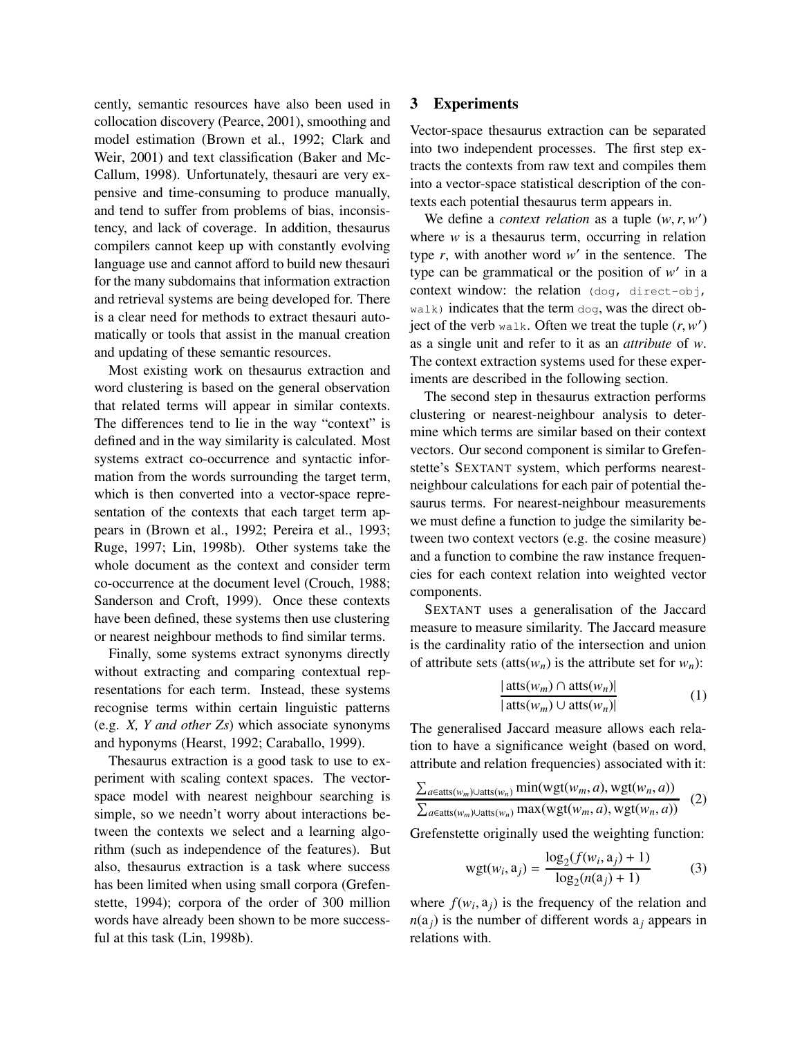cently, semantic resources have also been used in collocation discovery (Pearce, 2001), smoothing and model estimation (Brown et al., 1992; Clark and Weir, 2001) and text classification (Baker and McCallum, 1998). Unfortunately, thesauri are very expensive and time-consuming to produce manually, and tend to suffer from problems of bias, inconsistency, and lack of coverage. In addition, thesaurus compilers cannot keep up with constantly evolving language use and cannot afford to build new thesauri for the many subdomains that information extraction and retrieval systems are being developed for. There is a clear need for methods to extract thesauri automatically or tools that assist in the manual creation and updating of these semantic resources.

Most existing work on thesaurus extraction and word clustering is based on the general observation that related terms will appear in similar contexts. The differences tend to lie in the way "context" is defined and in the way similarity is calculated. Most systems extract co-occurrence and syntactic information from the words surrounding the target term, which is then converted into a vector-space representation of the contexts that each target term appears in (Brown et al., 1992; Pereira et al., 1993; Ruge, 1997; Lin, 1998b). Other systems take the whole document as the context and consider term co-occurrence at the document level (Crouch, 1988; Sanderson and Croft, 1999). Once these contexts have been defined, these systems then use clustering or nearest neighbour methods to find similar terms.

Finally, some systems extract synonyms directly without extracting and comparing contextual representations for each term. Instead, these systems recognise terms within certain linguistic patterns (e.g. *X, Y and other Zs*) which associate synonyms and hyponyms (Hearst, 1992; Caraballo, 1999).

Thesaurus extraction is a good task to use to experiment with scaling context spaces. The vector-space model with nearest neighbour searching is simple, so we needn't worry about interactions between the contexts we select and a learning algorithm (such as independence of the features). But also, thesaurus extraction is a task where success has been limited when using small corpora (Grefenstette, 1994); corpora of the order of 300 million words have already been shown to be more successful at this task (Lin, 1998b).

## 3 Experiments

Vector-space thesaurus extraction can be separated into two independent processes. The first step extracts the contexts from raw text and compiles them into a vector-space statistical description of the contexts each potential thesaurus term appears in.

We define a *context relation* as a tuple $(w, r, w')$ where $w$ is a thesaurus term, occurring in relation type $r$, with another word $w'$ in the sentence. The type can be grammatical or the position of $w'$ in a context window: the relation `(dog, direct-obj, walk)` indicates that the term `dog`, was the direct object of the verb `walk`. Often we treat the tuple $(r, w')$ as a single unit and refer to it as an *attribute* of $w$. The context extraction systems used for these experiments are described in the following section.

The second step in thesaurus extraction performs clustering or nearest-neighbour analysis to determine which terms are similar based on their context vectors. Our second component is similar to Grefenstette's SEXTANT system, which performs nearest-neighbour calculations for each pair of potential thesaurus terms. For nearest-neighbour measurements we must define a function to judge the similarity between two context vectors (e.g. the cosine measure) and a function to combine the raw instance frequencies for each context relation into weighted vector components.

SEXTANT uses a generalisation of the Jaccard measure to measure similarity. The Jaccard measure is the cardinality ratio of the intersection and union of attribute sets ($\text{atts}(w_n)$ is the attribute set for $w_n$):

$$\frac{|\,\text{atts}(w_m) \cap \text{atts}(w_n)|}{|\,\text{atts}(w_m) \cup \text{atts}(w_n)|} \tag{1}$$

The generalised Jaccard measure allows each relation to have a significance weight (based on word, attribute and relation frequencies) associated with it:

$$\frac{\sum_{a \in \text{atts}(w_m) \cup \text{atts}(w_n)} \min(\text{wgt}(w_m, a), \text{wgt}(w_n, a))}{\sum_{a \in \text{atts}(w_m) \cup \text{atts}(w_n)} \max(\text{wgt}(w_m, a), \text{wgt}(w_n, a))} \tag{2}$$

Grefenstette originally used the weighting function:

$$\text{wgt}(w_i, \text{a}_j) = \frac{\log_2(f(w_i, \text{a}_j) + 1)}{\log_2(n(\text{a}_j) + 1)} \tag{3}$$

where $f(w_i, \text{a}_j)$ is the frequency of the relation and $n(\text{a}_j)$ is the number of different words $\text{a}_j$ appears in relations with.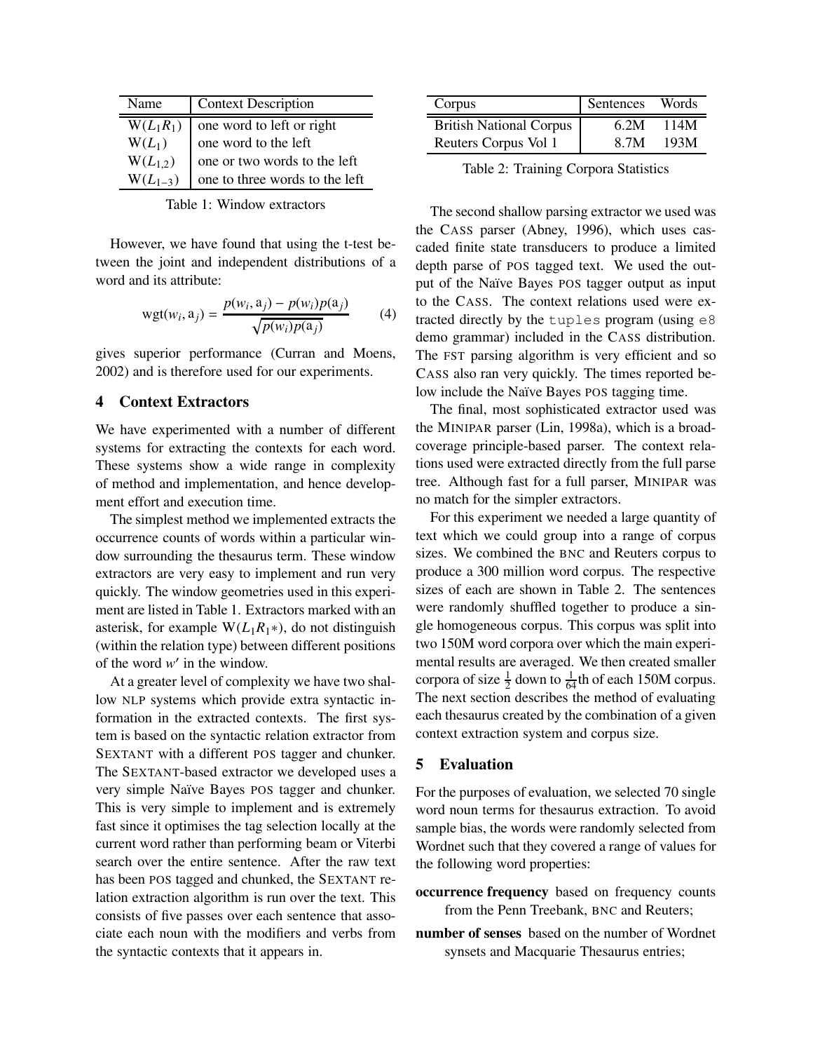| Name | Context Description |
| --- | --- |
| $W(L_1R_1)$ | one word to left or right |
| $W(L_1)$ | one word to the left |
| $W(L_{1,2})$ | one or two words to the left |
| $W(L_{1-3})$ | one to three words to the left |

Table 1: Window extractors

However, we have found that using the t-test between the joint and independent distributions of a word and its attribute:

$$\text{wgt}(w_i, a_j) = \frac{p(w_i, a_j) - p(w_i)p(a_j)}{\sqrt{p(w_i)p(a_j)}} \quad (4)$$

gives superior performance (Curran and Moens, 2002) and is therefore used for our experiments.

## 4 Context Extractors

We have experimented with a number of different systems for extracting the contexts for each word. These systems show a wide range in complexity of method and implementation, and hence development effort and execution time.

The simplest method we implemented extracts the occurrence counts of words within a particular window surrounding the thesaurus term. These window extractors are very easy to implement and run very quickly. The window geometries used in this experiment are listed in Table 1. Extractors marked with an asterisk, for example $W(L_1R_1*)$, do not distinguish (within the relation type) between different positions of the word $w'$ in the window.

At a greater level of complexity we have two shallow NLP systems which provide extra syntactic information in the extracted contexts. The first system is based on the syntactic relation extractor from SEXTANT with a different POS tagger and chunker. The SEXTANT-based extractor we developed uses a very simple Naïve Bayes POS tagger and chunker. This is very simple to implement and is extremely fast since it optimises the tag selection locally at the current word rather than performing beam or Viterbi search over the entire sentence. After the raw text has been POS tagged and chunked, the SEXTANT relation extraction algorithm is run over the text. This consists of five passes over each sentence that associate each noun with the modifiers and verbs from the syntactic contexts that it appears in.

| Corpus | Sentences | Words |
| --- | --- | --- |
| British National Corpus | 6.2M | 114M |
| Reuters Corpus Vol 1 | 8.7M | 193M |

Table 2: Training Corpora Statistics

The second shallow parsing extractor we used was the CASS parser (Abney, 1996), which uses cascaded finite state transducers to produce a limited depth parse of POS tagged text. We used the output of the Naïve Bayes POS tagger output as input to the CASS. The context relations used were extracted directly by the `tuples` program (using `e8` demo grammar) included in the CASS distribution. The FST parsing algorithm is very efficient and so CASS also ran very quickly. The times reported below include the Naïve Bayes POS tagging time.

The final, most sophisticated extractor used was the MINIPAR parser (Lin, 1998a), which is a broad-coverage principle-based parser. The context relations used were extracted directly from the full parse tree. Although fast for a full parser, MINIPAR was no match for the simpler extractors.

For this experiment we needed a large quantity of text which we could group into a range of corpus sizes. We combined the BNC and Reuters corpus to produce a 300 million word corpus. The respective sizes of each are shown in Table 2. The sentences were randomly shuffled together to produce a single homogeneous corpus. This corpus was split into two 150M word corpora over which the main experimental results are averaged. We then created smaller corpora of size $\frac{1}{2}$ down to $\frac{1}{64}$th of each 150M corpus. The next section describes the method of evaluating each thesaurus created by the combination of a given context extraction system and corpus size.

## 5 Evaluation

For the purposes of evaluation, we selected 70 single word noun terms for thesaurus extraction. To avoid sample bias, the words were randomly selected from Wordnet such that they covered a range of values for the following word properties:

**occurrence frequency** based on frequency counts from the Penn Treebank, BNC and Reuters;

**number of senses** based on the number of Wordnet synsets and Macquarie Thesaurus entries;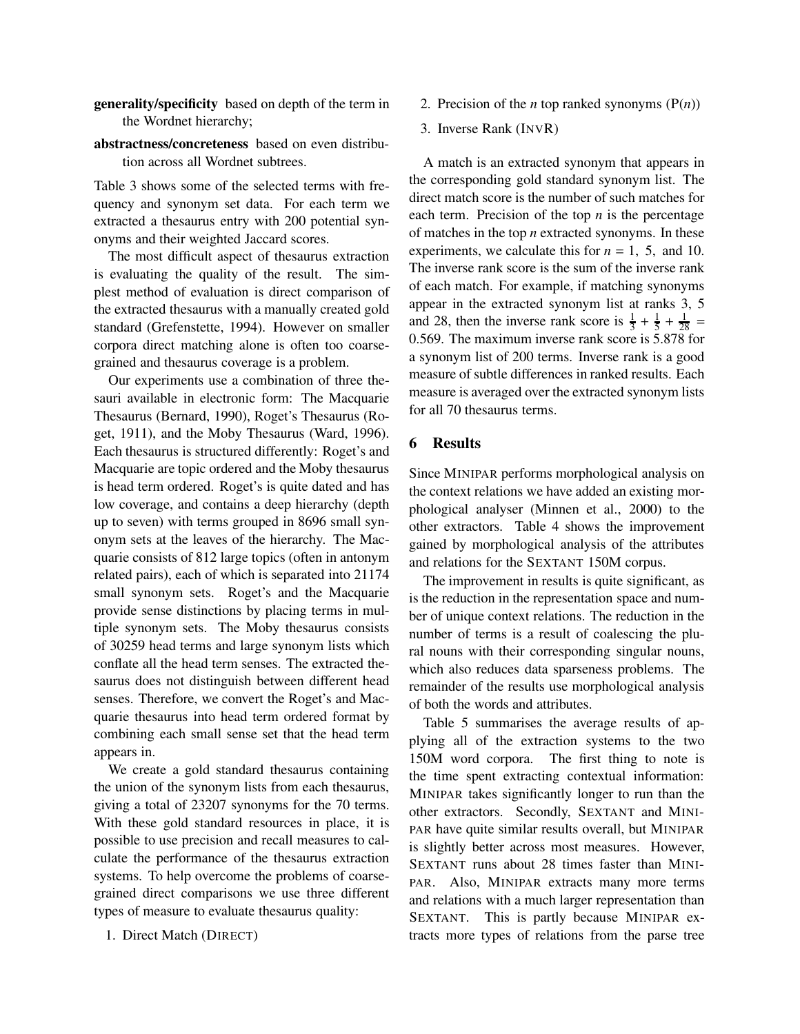**generality/specificity** based on depth of the term in the Wordnet hierarchy;

**abstractness/concreteness** based on even distribution across all Wordnet subtrees.

Table 3 shows some of the selected terms with frequency and synonym set data. For each term we extracted a thesaurus entry with 200 potential synonyms and their weighted Jaccard scores.

The most difficult aspect of thesaurus extraction is evaluating the quality of the result. The simplest method of evaluation is direct comparison of the extracted thesaurus with a manually created gold standard (Grefenstette, 1994). However on smaller corpora direct matching alone is often too coarse-grained and thesaurus coverage is a problem.

Our experiments use a combination of three thesauri available in electronic form: The Macquarie Thesaurus (Bernard, 1990), Roget's Thesaurus (Roget, 1911), and the Moby Thesaurus (Ward, 1996). Each thesaurus is structured differently: Roget's and Macquarie are topic ordered and the Moby thesaurus is head term ordered. Roget's is quite dated and has low coverage, and contains a deep hierarchy (depth up to seven) with terms grouped in 8696 small synonym sets at the leaves of the hierarchy. The Macquarie consists of 812 large topics (often in antonym related pairs), each of which is separated into 21174 small synonym sets. Roget's and the Macquarie provide sense distinctions by placing terms in multiple synonym sets. The Moby thesaurus consists of 30259 head terms and large synonym lists which conflate all the head term senses. The extracted thesaurus does not distinguish between different head senses. Therefore, we convert the Roget's and Macquarie thesaurus into head term ordered format by combining each small sense set that the head term appears in.

We create a gold standard thesaurus containing the union of the synonym lists from each thesaurus, giving a total of 23207 synonyms for the 70 terms. With these gold standard resources in place, it is possible to use precision and recall measures to calculate the performance of the thesaurus extraction systems. To help overcome the problems of coarse-grained direct comparisons we use three different types of measure to evaluate thesaurus quality:

1. Direct Match (DIRECT)
2. Precision of the *n* top ranked synonyms (P(*n*))
3. Inverse Rank (INVR)

A match is an extracted synonym that appears in the corresponding gold standard synonym list. The direct match score is the number of such matches for each term. Precision of the top *n* is the percentage of matches in the top *n* extracted synonyms. In these experiments, we calculate this for $n = 1, 5,$ and $10$. The inverse rank score is the sum of the inverse rank of each match. For example, if matching synonyms appear in the extracted synonym list at ranks 3, 5 and 28, then the inverse rank score is $\frac{1}{3} + \frac{1}{5} + \frac{1}{28} = 0.569$. The maximum inverse rank score is 5.878 for a synonym list of 200 terms. Inverse rank is a good measure of subtle differences in ranked results. Each measure is averaged over the extracted synonym lists for all 70 thesaurus terms.

## 6 Results

Since MINIPAR performs morphological analysis on the context relations we have added an existing morphological analyser (Minnen et al., 2000) to the other extractors. Table 4 shows the improvement gained by morphological analysis of the attributes and relations for the SEXTANT 150M corpus.

The improvement in results is quite significant, as is the reduction in the representation space and number of unique context relations. The reduction in the number of terms is a result of coalescing the plural nouns with their corresponding singular nouns, which also reduces data sparseness problems. The remainder of the results use morphological analysis of both the words and attributes.

Table 5 summarises the average results of applying all of the extraction systems to the two 150M word corpora. The first thing to note is the time spent extracting contextual information: MINIPAR takes significantly longer to run than the other extractors. Secondly, SEXTANT and MINIPAR have quite similar results overall, but MINIPAR is slightly better across most measures. However, SEXTANT runs about 28 times faster than MINIPAR. Also, MINIPAR extracts many more terms and relations with a much larger representation than SEXTANT. This is partly because MINIPAR extracts more types of relations from the parse tree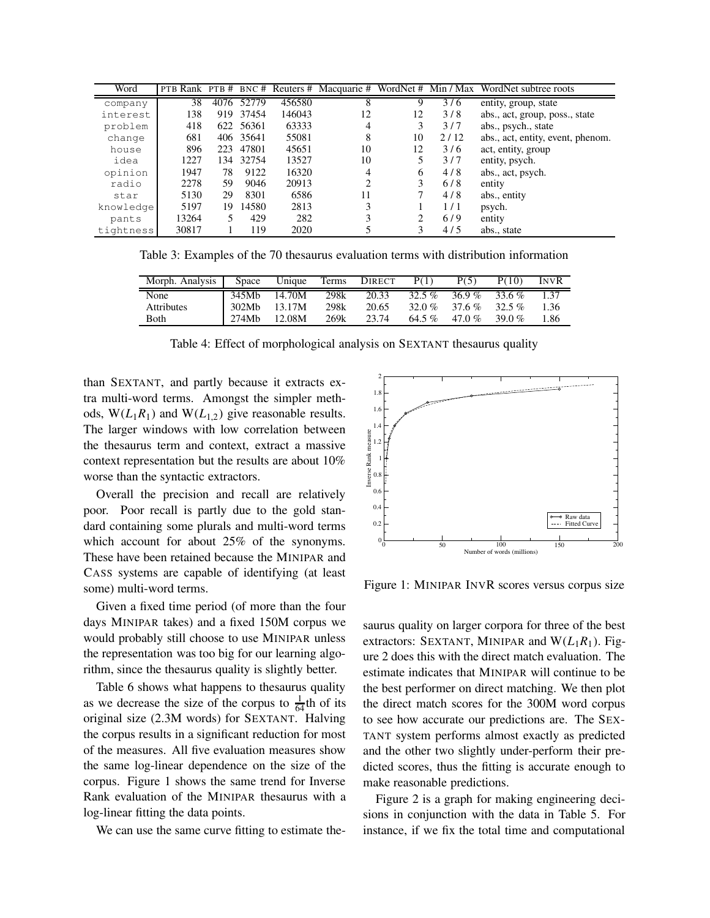| Word | PTB Rank | PTB # | BNC # | Reuters # | Macquarie # | WordNet # | Min / Max | WordNet subtree roots |
|---|---|---|---|---|---|---|---|---|
| company | 38 | 4076 | 52779 | 456580 | 8 | 9 | 3 / 6 | entity, group, state |
| interest | 138 | 919 | 37454 | 146043 | 12 | 12 | 3 / 8 | abs., act, group, poss., state |
| problem | 418 | 622 | 56361 | 63333 | 4 | 3 | 3 / 7 | abs., psych., state |
| change | 681 | 406 | 35641 | 55081 | 8 | 10 | 2 / 12 | abs., act, entity, event, phenom. |
| house | 896 | 223 | 47801 | 45651 | 10 | 12 | 3 / 6 | act, entity, group |
| idea | 1227 | 134 | 32754 | 13527 | 10 | 5 | 3 / 7 | entity, psych. |
| opinion | 1947 | 78 | 9122 | 16320 | 4 | 6 | 4 / 8 | abs., act, psych. |
| radio | 2278 | 59 | 9046 | 20913 | 2 | 3 | 6 / 8 | entity |
| star | 5130 | 29 | 8301 | 6586 | 11 | 7 | 4 / 8 | abs., entity |
| knowledge | 5197 | 19 | 14580 | 2813 | 3 | 1 | 1 / 1 | psych. |
| pants | 13264 | 5 | 429 | 282 | 3 | 2 | 6 / 9 | entity |
| tightness | 30817 | 1 | 119 | 2020 | 5 | 3 | 4 / 5 | abs., state |

Table 3: Examples of the 70 thesaurus evaluation terms with distribution information

| Morph. Analysis | Space | Unique | Terms | DIRECT | P(1) | P(5) | P(10) | INVR |
|---|---|---|---|---|---|---|---|---|
| None | 345Mb | 14.70M | 298k | 20.33 | 32.5 % | 36.9 % | 33.6 % | 1.37 |
| Attributes | 302Mb | 13.17M | 298k | 20.65 | 32.0 % | 37.6 % | 32.5 % | 1.36 |
| Both | 274Mb | 12.08M | 269k | 23.74 | 64.5 % | 47.0 % | 39.0 % | 1.86 |

Table 4: Effect of morphological analysis on SEXTANT thesaurus quality

than SEXTANT, and partly because it extracts extra multi-word terms. Amongst the simpler methods, W($L_1R_1$) and W($L_{1,2}$) give reasonable results. The larger windows with low correlation between the thesaurus term and context, extract a massive context representation but the results are about 10% worse than the syntactic extractors.

Overall the precision and recall are relatively poor. Poor recall is partly due to the gold standard containing some plurals and multi-word terms which account for about 25% of the synonyms. These have been retained because the MINIPAR and CASS systems are capable of identifying (at least some) multi-word terms.

Given a fixed time period (of more than the four days MINIPAR takes) and a fixed 150M corpus we would probably still choose to use MINIPAR unless the representation was too big for our learning algorithm, since the thesaurus quality is slightly better.

Table 6 shows what happens to thesaurus quality as we decrease the size of the corpus to $\frac{1}{64}$th of its original size (2.3M words) for SEXTANT. Halving the corpus results in a significant reduction for most of the measures. All five evaluation measures show the same log-linear dependence on the size of the corpus. Figure 1 shows the same trend for Inverse Rank evaluation of the MINIPAR thesaurus with a log-linear fitting the data points.

We can use the same curve fitting to estimate thesaurus quality on larger corpora for three of the best extractors: SEXTANT, MINIPAR and W($L_1R_1$). Figure 2 does this with the direct match evaluation. The estimate indicates that MINIPAR will continue to be the best performer on direct matching. We then plot the direct match scores for the 300M word corpus to see how accurate our predictions are. The SEXTANT system performs almost exactly as predicted and the other two slightly under-perform their predicted scores, thus the fitting is accurate enough to make reasonable predictions.

Inverse Rank measure
Number of words (millions)
Raw data
Fitted Curve
0 50 100 150 200
0 0.2 0.4 0.6 0.8 1 1.2 1.4 1.6 1.8 2

Figure 1: MINIPAR INVR scores versus corpus size

Figure 2 is a graph for making engineering decisions in conjunction with the data in Table 5. For instance, if we fix the total time and computational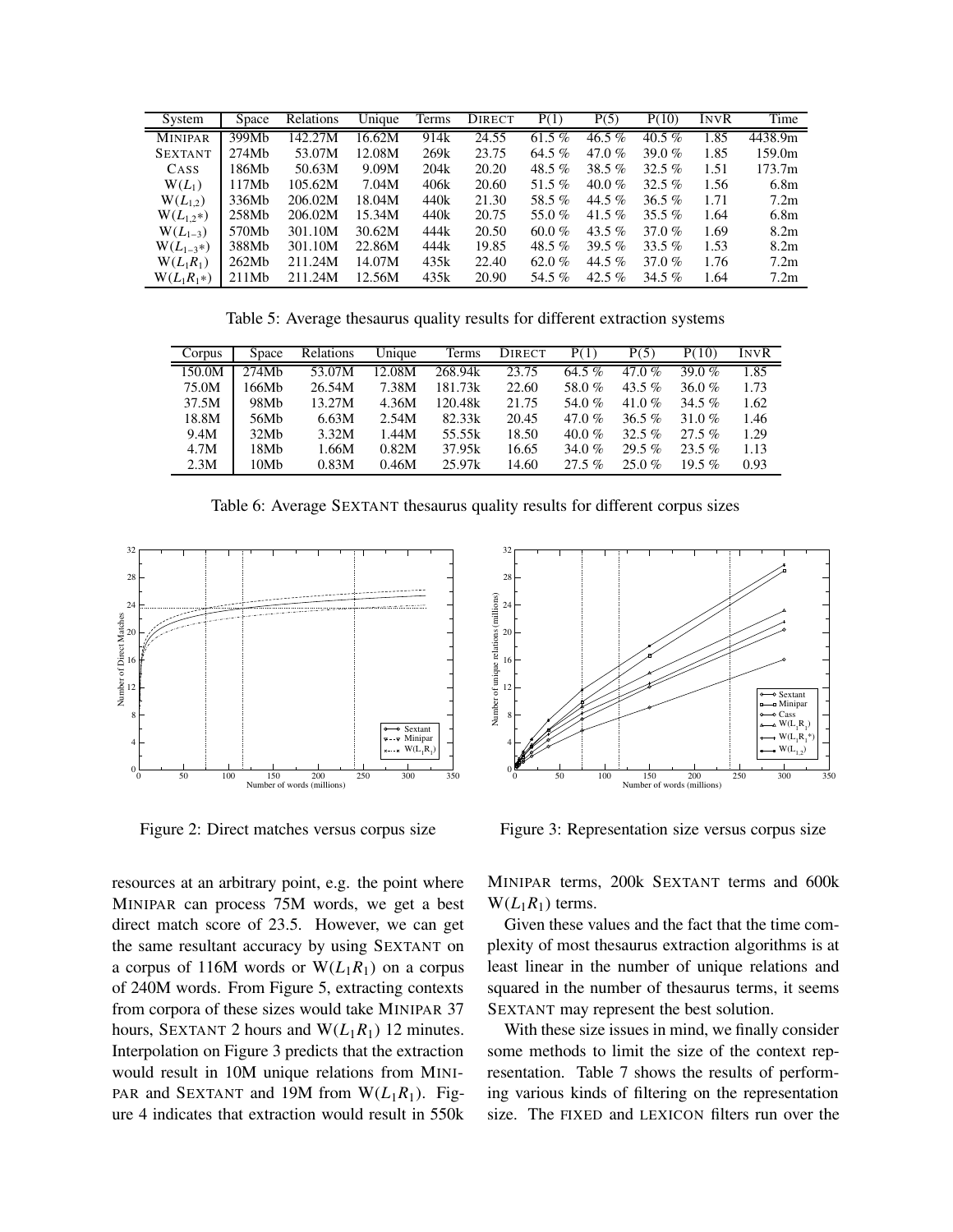| System | Space | Relations | Unique | Terms | DIRECT | P(1) | P(5) | P(10) | INVR | Time |
|---|---|---|---|---|---|---|---|---|---|---|
| MINIPAR | 399Mb | 142.27M | 16.62M | 914k | 24.55 | 61.5 % | 46.5 % | 40.5 % | 1.85 | 4438.9m |
| SEXTANT | 274Mb | 53.07M | 12.08M | 269k | 23.75 | 64.5 % | 47.0 % | 39.0 % | 1.85 | 159.0m |
| CASS | 186Mb | 50.63M | 9.09M | 204k | 20.20 | 48.5 % | 38.5 % | 32.5 % | 1.51 | 173.7m |
| W($L_1$) | 117Mb | 105.62M | 7.04M | 406k | 20.60 | 51.5 % | 40.0 % | 32.5 % | 1.56 | 6.8m |
| W($L_{1,2}$) | 336Mb | 206.02M | 18.04M | 440k | 21.30 | 58.5 % | 44.5 % | 36.5 % | 1.71 | 7.2m |
| W($L_{1,2}*$) | 258Mb | 206.02M | 15.34M | 440k | 20.75 | 55.0 % | 41.5 % | 35.5 % | 1.64 | 6.8m |
| W($L_{1-3}$) | 570Mb | 301.10M | 30.62M | 444k | 20.50 | 60.0 % | 43.5 % | 37.0 % | 1.69 | 8.2m |
| W($L_{1-3}*$) | 388Mb | 301.10M | 22.86M | 444k | 19.85 | 48.5 % | 39.5 % | 33.5 % | 1.53 | 8.2m |
| W($L_1R_1$) | 262Mb | 211.24M | 14.07M | 435k | 22.40 | 62.0 % | 44.5 % | 37.0 % | 1.76 | 7.2m |
| W($L_1R_1*$) | 211Mb | 211.24M | 12.56M | 435k | 20.90 | 54.5 % | 42.5 % | 34.5 % | 1.64 | 7.2m |

Table 5: Average thesaurus quality results for different extraction systems

| Corpus | Space | Relations | Unique | Terms | DIRECT | P(1) | P(5) | P(10) | INVR |
|---|---|---|---|---|---|---|---|---|---|
| 150.0M | 274Mb | 53.07M | 12.08M | 268.94k | 23.75 | 64.5 % | 47.0 % | 39.0 % | 1.85 |
| 75.0M | 166Mb | 26.54M | 7.38M | 181.73k | 22.60 | 58.0 % | 43.5 % | 36.0 % | 1.73 |
| 37.5M | 98Mb | 13.27M | 4.36M | 120.48k | 21.75 | 54.0 % | 41.0 % | 34.5 % | 1.62 |
| 18.8M | 56Mb | 6.63M | 2.54M | 82.33k | 20.45 | 47.0 % | 36.5 % | 31.0 % | 1.46 |
| 9.4M | 32Mb | 3.32M | 1.44M | 55.55k | 18.50 | 40.0 % | 32.5 % | 27.5 % | 1.29 |
| 4.7M | 18Mb | 1.66M | 0.82M | 37.95k | 16.65 | 34.0 % | 29.5 % | 23.5 % | 1.13 |
| 2.3M | 10Mb | 0.83M | 0.46M | 25.97k | 14.60 | 27.5 % | 25.0 % | 19.5 % | 0.93 |

Table 6: Average SEXTANT thesaurus quality results for different corpus sizes

Number of Direct Matches
Number of words (millions)
Sextant
Minipar
W(L1R1)

Figure 2: Direct matches versus corpus size

Number of unique relations (millions)
Number of words (millions)
Sextant
Minipar
Cass
W(L1R1)
W(L1R1*)
W(L1,2)

Figure 3: Representation size versus corpus size

resources at an arbitrary point, e.g. the point where MINIPAR can process 75M words, we get a best direct match score of 23.5. However, we can get the same resultant accuracy by using SEXTANT on a corpus of 116M words or W($L_1R_1$) on a corpus of 240M words. From Figure 5, extracting contexts from corpora of these sizes would take MINIPAR 37 hours, SEXTANT 2 hours and W($L_1R_1$) 12 minutes. Interpolation on Figure 3 predicts that the extraction would result in 10M unique relations from MINIPAR and SEXTANT and 19M from W($L_1R_1$). Figure 4 indicates that extraction would result in 550k MINIPAR terms, 200k SEXTANT terms and 600k W($L_1R_1$) terms.

Given these values and the fact that the time complexity of most thesaurus extraction algorithms is at least linear in the number of unique relations and squared in the number of thesaurus terms, it seems SEXTANT may represent the best solution.

With these size issues in mind, we finally consider some methods to limit the size of the context representation. Table 7 shows the results of performing various kinds of filtering on the representation size. The FIXED and LEXICON filters run over the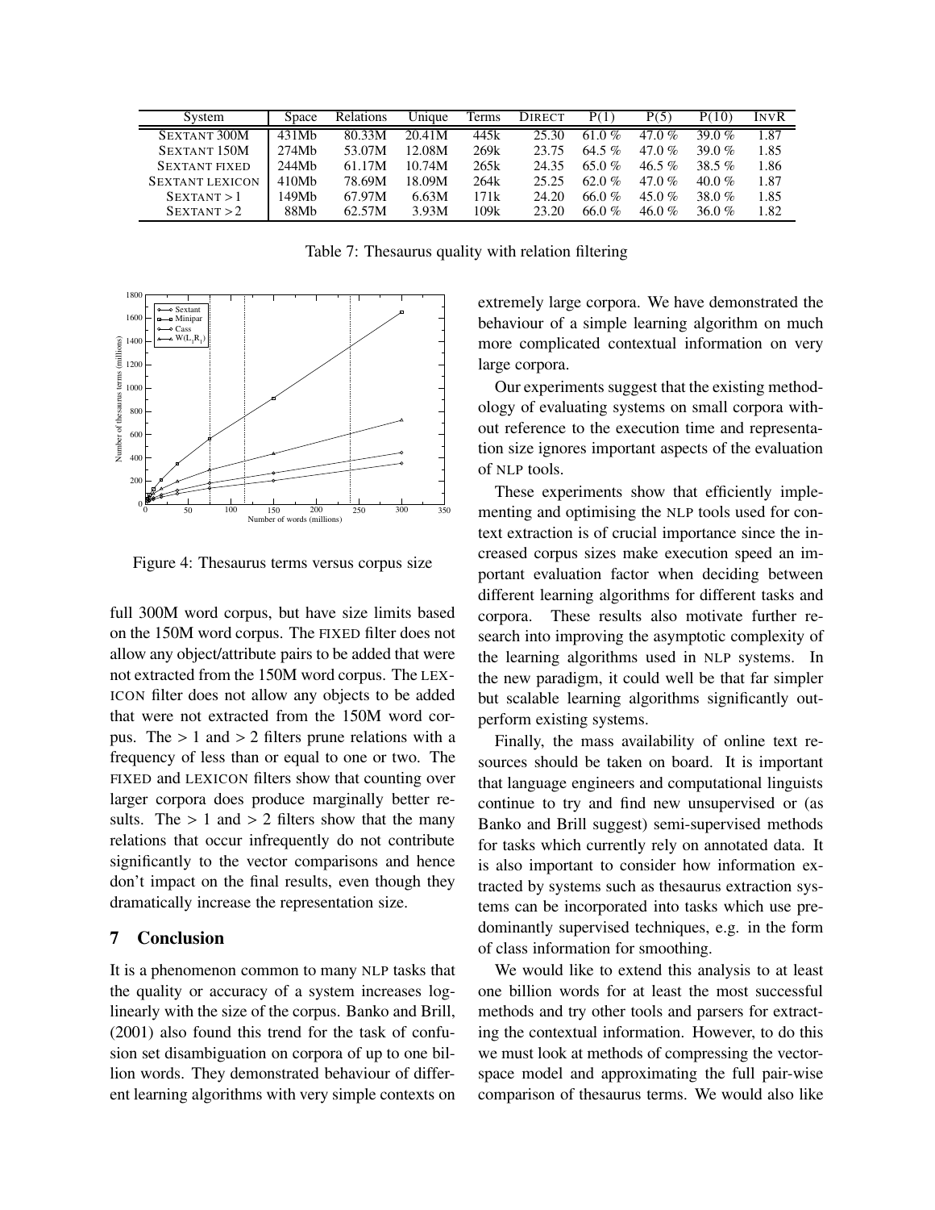| System | Space | Relations | Unique | Terms | DIRECT | P(1) | P(5) | P(10) | INVR |
|---|---|---|---|---|---|---|---|---|---|
| SEXTANT 300M | 431Mb | 80.33M | 20.41M | 445k | 25.30 | 61.0 % | 47.0 % | 39.0 % | 1.87 |
| SEXTANT 150M | 274Mb | 53.07M | 12.08M | 269k | 23.75 | 64.5 % | 47.0 % | 39.0 % | 1.85 |
| SEXTANT FIXED | 244Mb | 61.17M | 10.74M | 265k | 24.35 | 65.0 % | 46.5 % | 38.5 % | 1.86 |
| SEXTANT LEXICON | 410Mb | 78.69M | 18.09M | 264k | 25.25 | 62.0 % | 47.0 % | 40.0 % | 1.87 |
| SEXTANT > 1 | 149Mb | 67.97M | 6.63M | 171k | 24.20 | 66.0 % | 45.0 % | 38.0 % | 1.85 |
| SEXTANT > 2 | 88Mb | 62.57M | 3.93M | 109k | 23.20 | 66.0 % | 46.0 % | 36.0 % | 1.82 |

Table 7: Thesaurus quality with relation filtering

Sextant
Minipar
Cass
$W(L_1R_1)$
Number of thesaurus terms (millions)
Number of words (millions)
0
200
400
600
800
1000
1200
1400
1600
1800
0
50
100
150
200
250
300
350

Figure 4: Thesaurus terms versus corpus size

full 300M word corpus, but have size limits based on the 150M word corpus. The FIXED filter does not allow any object/attribute pairs to be added that were not extracted from the 150M word corpus. The LEXICON filter does not allow any objects to be added that were not extracted from the 150M word corpus. The $> 1$ and $> 2$ filters prune relations with a frequency of less than or equal to one or two. The FIXED and LEXICON filters show that counting over larger corpora does produce marginally better results. The $> 1$ and $> 2$ filters show that the many relations that occur infrequently do not contribute significantly to the vector comparisons and hence don't impact on the final results, even though they dramatically increase the representation size.

## 7 Conclusion

It is a phenomenon common to many NLP tasks that the quality or accuracy of a system increases log-linearly with the size of the corpus. Banko and Brill, (2001) also found this trend for the task of confusion set disambiguation on corpora of up to one billion words. They demonstrated behaviour of different learning algorithms with very simple contexts on extremely large corpora. We have demonstrated the behaviour of a simple learning algorithm on much more complicated contextual information on very large corpora.

Our experiments suggest that the existing methodology of evaluating systems on small corpora without reference to the execution time and representation size ignores important aspects of the evaluation of NLP tools.

These experiments show that efficiently implementing and optimising the NLP tools used for context extraction is of crucial importance since the increased corpus sizes make execution speed an important evaluation factor when deciding between different learning algorithms for different tasks and corpora. These results also motivate further research into improving the asymptotic complexity of the learning algorithms used in NLP systems. In the new paradigm, it could well be that far simpler but scalable learning algorithms significantly outperform existing systems.

Finally, the mass availability of online text resources should be taken on board. It is important that language engineers and computational linguists continue to try and find new unsupervised or (as Banko and Brill suggest) semi-supervised methods for tasks which currently rely on annotated data. It is also important to consider how information extracted by systems such as thesaurus extraction systems can be incorporated into tasks which use predominantly supervised techniques, e.g. in the form of class information for smoothing.

We would like to extend this analysis to at least one billion words for at least the most successful methods and try other tools and parsers for extracting the contextual information. However, to do this we must look at methods of compressing the vector-space model and approximating the full pair-wise comparison of thesaurus terms. We would also like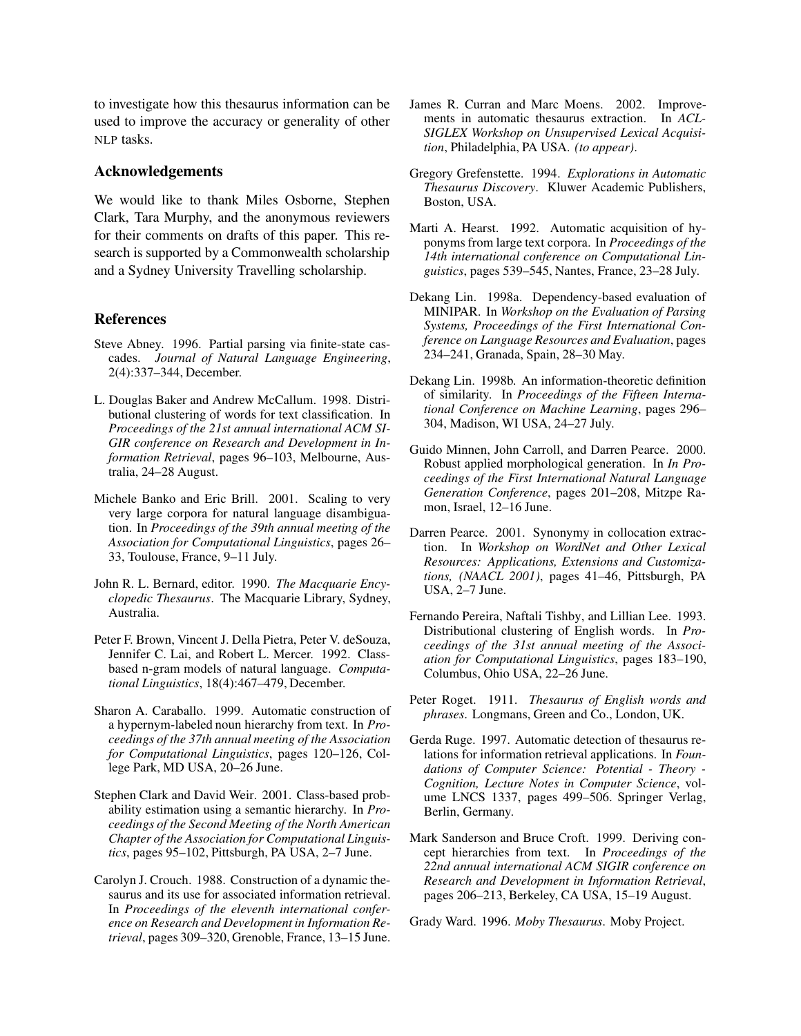to investigate how this thesaurus information can be used to improve the accuracy or generality of other NLP tasks.

## Acknowledgements

We would like to thank Miles Osborne, Stephen Clark, Tara Murphy, and the anonymous reviewers for their comments on drafts of this paper. This research is supported by a Commonwealth scholarship and a Sydney University Travelling scholarship.

## References

Steve Abney. 1996. Partial parsing via finite-state cascades. *Journal of Natural Language Engineering*, 2(4):337–344, December.

L. Douglas Baker and Andrew McCallum. 1998. Distributional clustering of words for text classification. In *Proceedings of the 21st annual international ACM SIGIR conference on Research and Development in Information Retrieval*, pages 96–103, Melbourne, Australia, 24–28 August.

Michele Banko and Eric Brill. 2001. Scaling to very very large corpora for natural language disambiguation. In *Proceedings of the 39th annual meeting of the Association for Computational Linguistics*, pages 26–33, Toulouse, France, 9–11 July.

John R. L. Bernard, editor. 1990. *The Macquarie Encyclopedic Thesaurus*. The Macquarie Library, Sydney, Australia.

Peter F. Brown, Vincent J. Della Pietra, Peter V. deSouza, Jennifer C. Lai, and Robert L. Mercer. 1992. Class-based n-gram models of natural language. *Computational Linguistics*, 18(4):467–479, December.

Sharon A. Caraballo. 1999. Automatic construction of a hypernym-labeled noun hierarchy from text. In *Proceedings of the 37th annual meeting of the Association for Computational Linguistics*, pages 120–126, College Park, MD USA, 20–26 June.

Stephen Clark and David Weir. 2001. Class-based probability estimation using a semantic hierarchy. In *Proceedings of the Second Meeting of the North American Chapter of the Association for Computational Linguistics*, pages 95–102, Pittsburgh, PA USA, 2–7 June.

Carolyn J. Crouch. 1988. Construction of a dynamic thesaurus and its use for associated information retrieval. In *Proceedings of the eleventh international conference on Research and Development in Information Retrieval*, pages 309–320, Grenoble, France, 13–15 June.

James R. Curran and Marc Moens. 2002. Improvements in automatic thesaurus extraction. In *ACL-SIGLEX Workshop on Unsupervised Lexical Acquisition*, Philadelphia, PA USA. *(to appear)*.

Gregory Grefenstette. 1994. *Explorations in Automatic Thesaurus Discovery*. Kluwer Academic Publishers, Boston, USA.

Marti A. Hearst. 1992. Automatic acquisition of hyponyms from large text corpora. In *Proceedings of the 14th international conference on Computational Linguistics*, pages 539–545, Nantes, France, 23–28 July.

Dekang Lin. 1998a. Dependency-based evaluation of MINIPAR. In *Workshop on the Evaluation of Parsing Systems, Proceedings of the First International Conference on Language Resources and Evaluation*, pages 234–241, Granada, Spain, 28–30 May.

Dekang Lin. 1998b. An information-theoretic definition of similarity. In *Proceedings of the Fifteen International Conference on Machine Learning*, pages 296–304, Madison, WI USA, 24–27 July.

Guido Minnen, John Carroll, and Darren Pearce. 2000. Robust applied morphological generation. In *In Proceedings of the First International Natural Language Generation Conference*, pages 201–208, Mitzpe Ramon, Israel, 12–16 June.

Darren Pearce. 2001. Synonymy in collocation extraction. In *Workshop on WordNet and Other Lexical Resources: Applications, Extensions and Customizations, (NAACL 2001)*, pages 41–46, Pittsburgh, PA USA, 2–7 June.

Fernando Pereira, Naftali Tishby, and Lillian Lee. 1993. Distributional clustering of English words. In *Proceedings of the 31st annual meeting of the Association for Computational Linguistics*, pages 183–190, Columbus, Ohio USA, 22–26 June.

Peter Roget. 1911. *Thesaurus of English words and phrases*. Longmans, Green and Co., London, UK.

Gerda Ruge. 1997. Automatic detection of thesaurus relations for information retrieval applications. In *Foundations of Computer Science: Potential - Theory - Cognition, Lecture Notes in Computer Science*, volume LNCS 1337, pages 499–506. Springer Verlag, Berlin, Germany.

Mark Sanderson and Bruce Croft. 1999. Deriving concept hierarchies from text. In *Proceedings of the 22nd annual international ACM SIGIR conference on Research and Development in Information Retrieval*, pages 206–213, Berkeley, CA USA, 15–19 August.

Grady Ward. 1996. *Moby Thesaurus*. Moby Project.